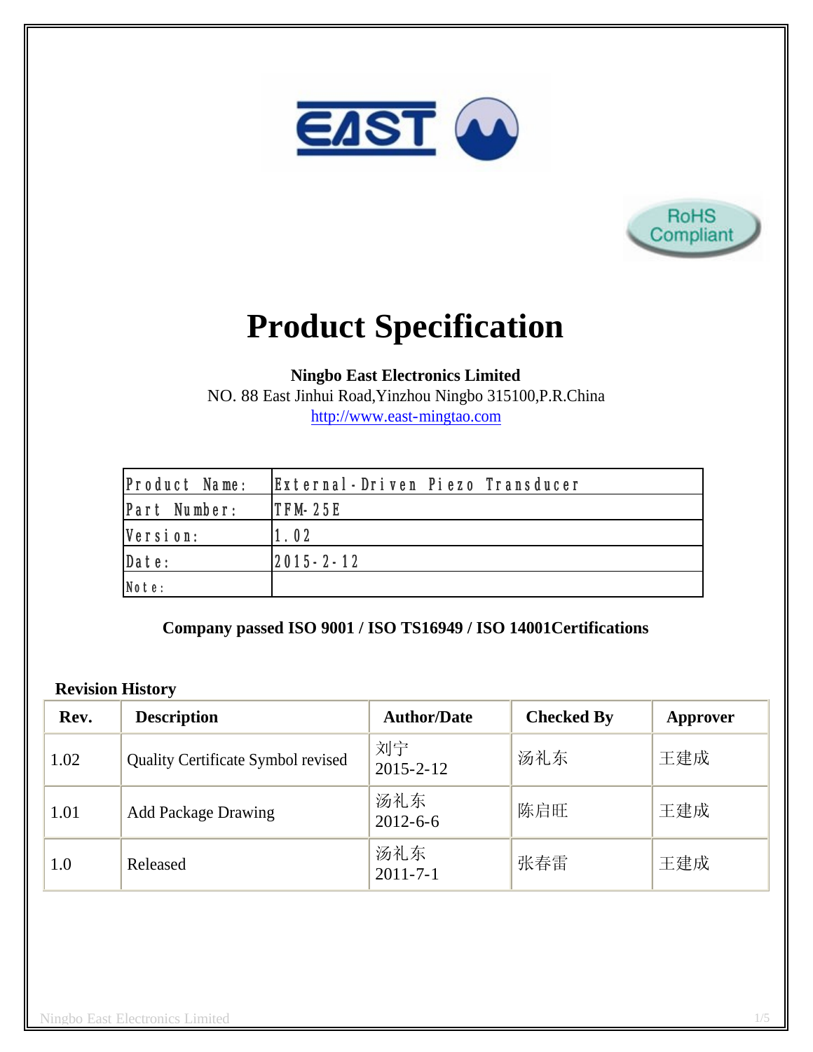EAST

RoHS Compliant

# Product Specification

**Ningbo East Electronics Limited**
NO. 88 East Jinhui Road,Yinzhou Ningbo 315100,P.R.China
http://www.east-mingtao.com

| Product Name: | External-Driven Piezo Transducer |
|---|---|
| Part Number: | TFM-25E |
| Version: | 1.02 |
| Date: | 2015-2-12 |
| Note: | |

**Company passed ISO 9001 / ISO TS16949 / ISO 14001Certifications**

**Revision History**

| Rev. | Description | Author/Date | Checked By | Approver |
|---|---|---|---|---|
| 1.02 | Quality Certificate Symbol revised | 刘宁 2015-2-12 | 汤礼东 | 王建成 |
| 1.01 | Add Package Drawing | 汤礼东 2012-6-6 | 陈启旺 | 王建成 |
| 1.0 | Released | 汤礼东 2011-7-1 | 张春雷 | 王建成 |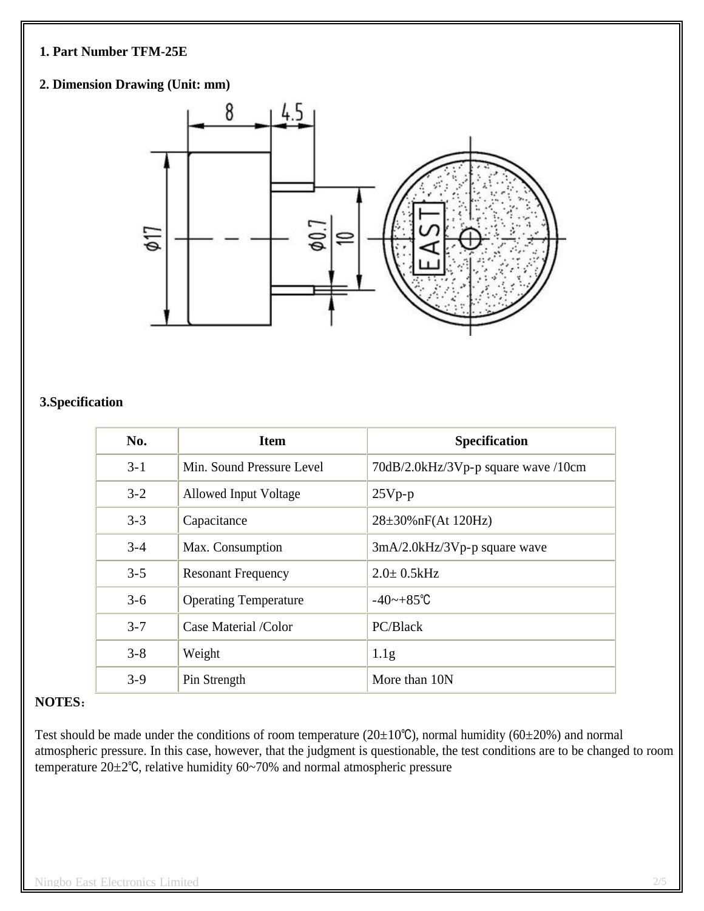1. **Part Number TFM-25E**

2. **Dimension Drawing (Unit: mm)**

3. **Specification**

| No. | Item | Specification |
|---|---|---|
| 3-1 | Min. Sound Pressure Level | 70dB/2.0kHz/3Vp-p square wave /10cm |
| 3-2 | Allowed Input Voltage | 25Vp-p |
| 3-3 | Capacitance | 28±30%nF(At 120Hz) |
| 3-4 | Max. Consumption | 3mA/2.0kHz/3Vp-p square wave |
| 3-5 | Resonant Frequency | 2.0± 0.5kHz |
| 3-6 | Operating Temperature | -40~+85℃ |
| 3-7 | Case Material /Color | PC/Black |
| 3-8 | Weight | 1.1g |
| 3-9 | Pin Strength | More than 10N |

**NOTES：**

Test should be made under the conditions of room temperature (20±10℃), normal humidity (60±20%) and normal atmospheric pressure. In this case, however, that the judgment is questionable, the test conditions are to be changed to room temperature 20±2℃, relative humidity 60~70% and normal atmospheric pressure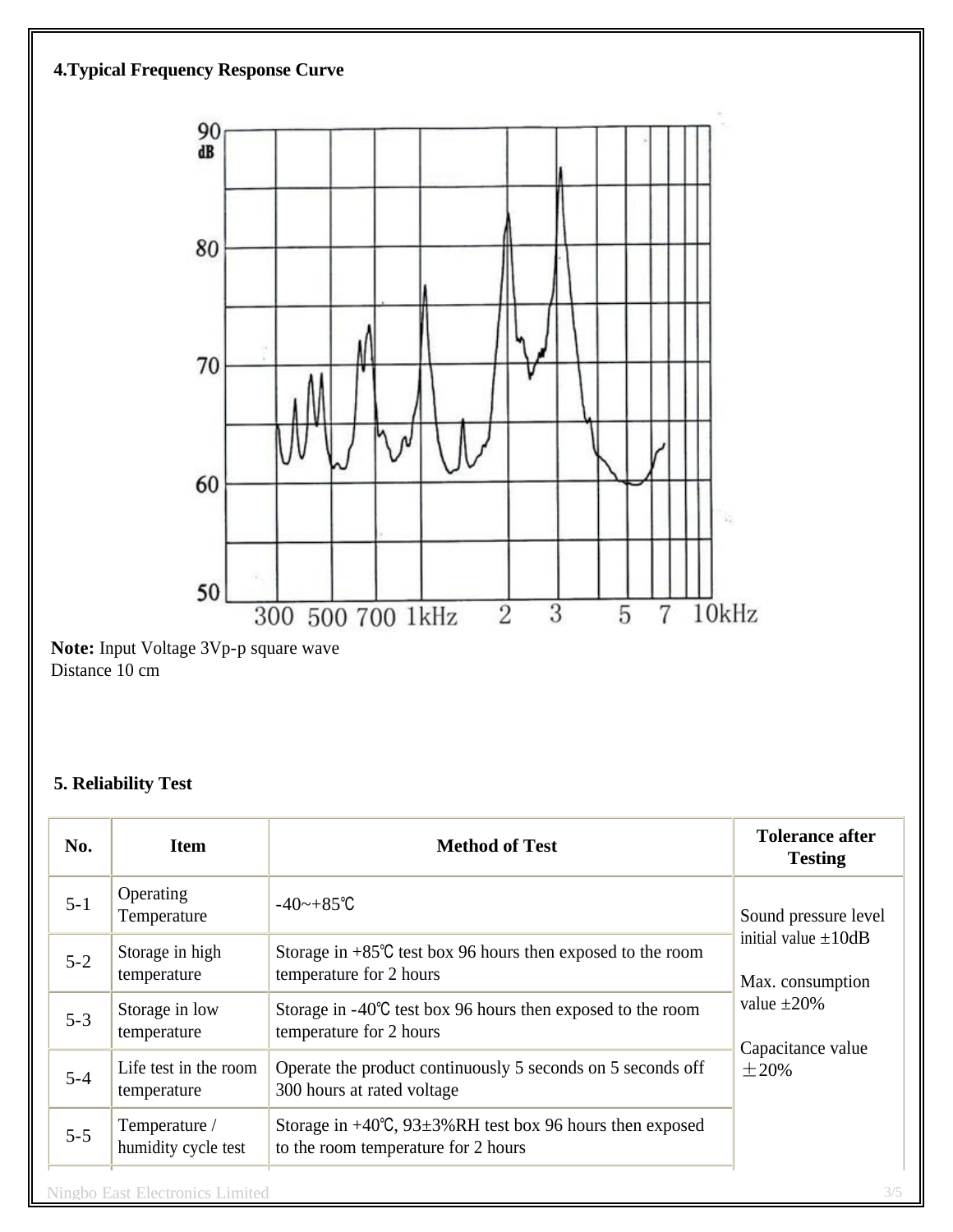## 4.Typical Frequency Response Curve

**Note:** Input Voltage 3Vp-p square wave
Distance 10 cm

## 5. Reliability Test

| No. | Item | Method of Test | Tolerance after Testing |
|---|---|---|---|
| 5-1 | Operating Temperature | -40~+85℃ | Sound pressure level initial value ±10dB<br><br>Max. consumption value ±20%<br><br>Capacitance value ±20% |
| 5-2 | Storage in high temperature | Storage in +85℃ test box 96 hours then exposed to the room temperature for 2 hours | |
| 5-3 | Storage in low temperature | Storage in -40℃ test box 96 hours then exposed to the room temperature for 2 hours | |
| 5-4 | Life test in the room temperature | Operate the product continuously 5 seconds on 5 seconds off 300 hours at rated voltage | |
| 5-5 | Temperature / humidity cycle test | Storage in +40℃, 93±3%RH test box 96 hours then exposed to the room temperature for 2 hours | |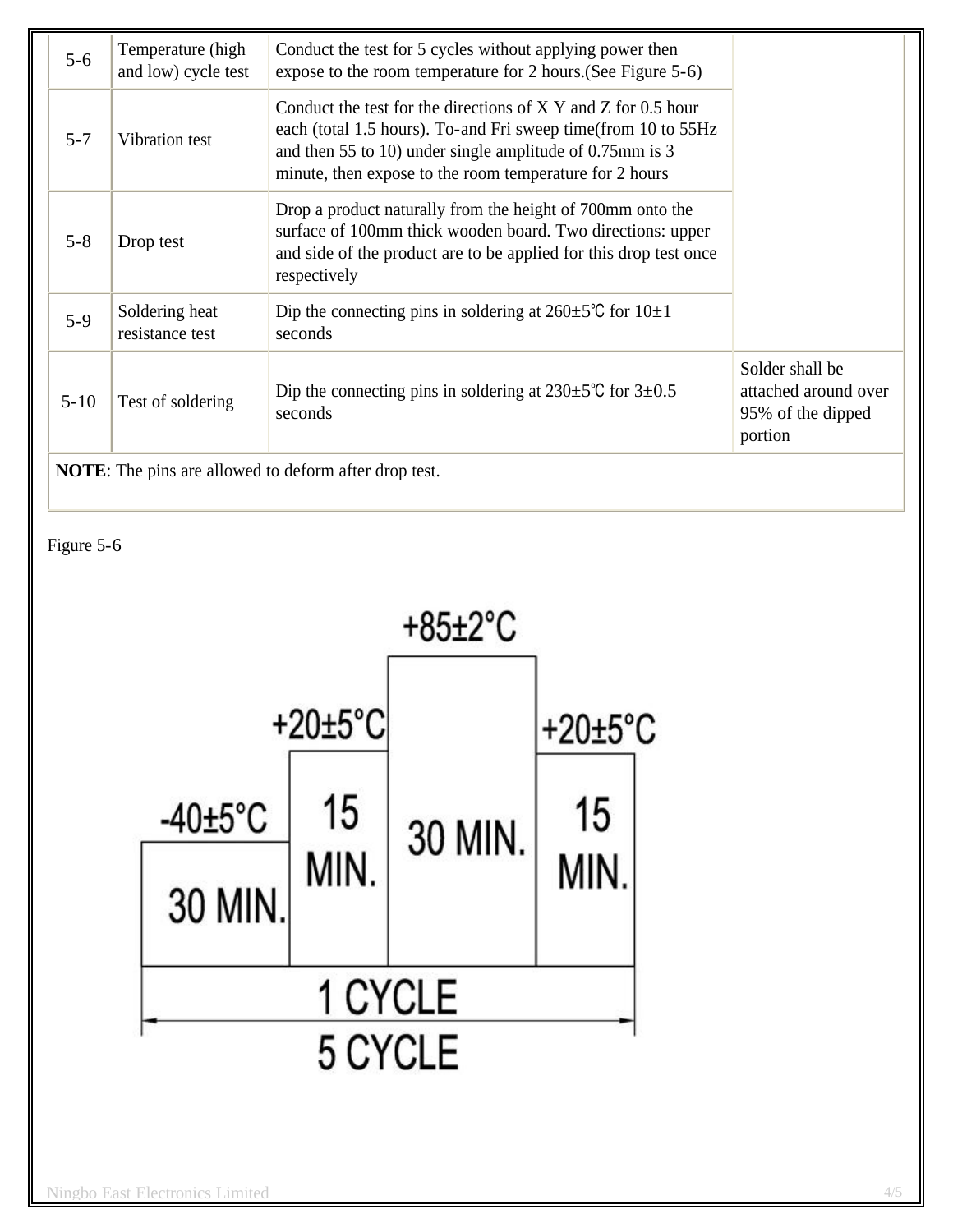| 5-6 | Temperature (high and low) cycle test | Conduct the test for 5 cycles without applying power then expose to the room temperature for 2 hours.(See Figure 5-6) | |
|---|---|---|---|
| 5-7 | Vibration test | Conduct the test for the directions of X Y and Z for 0.5 hour each (total 1.5 hours). To-and Fri sweep time(from 10 to 55Hz and then 55 to 10) under single amplitude of 0.75mm is 3 minute, then expose to the room temperature for 2 hours | |
| 5-8 | Drop test | Drop a product naturally from the height of 700mm onto the surface of 100mm thick wooden board. Two directions: upper and side of the product are to be applied for this drop test once respectively | |
| 5-9 | Soldering heat resistance test | Dip the connecting pins in soldering at 260±5℃ for 10±1 seconds | |
| 5-10 | Test of soldering | Dip the connecting pins in soldering at 230±5℃ for 3±0.5 seconds | Solder shall be attached around over 95% of the dipped portion |
| **NOTE**: The pins are allowed to deform after drop test. | | | |

Figure 5-6

| -40±5°C | +20±5°C | +85±2°C | +20±5°C |
|---|---|---|---|
| 30 MIN. | 15 MIN. | 30 MIN. | 15 MIN. |

1 CYCLE

5 CYCLE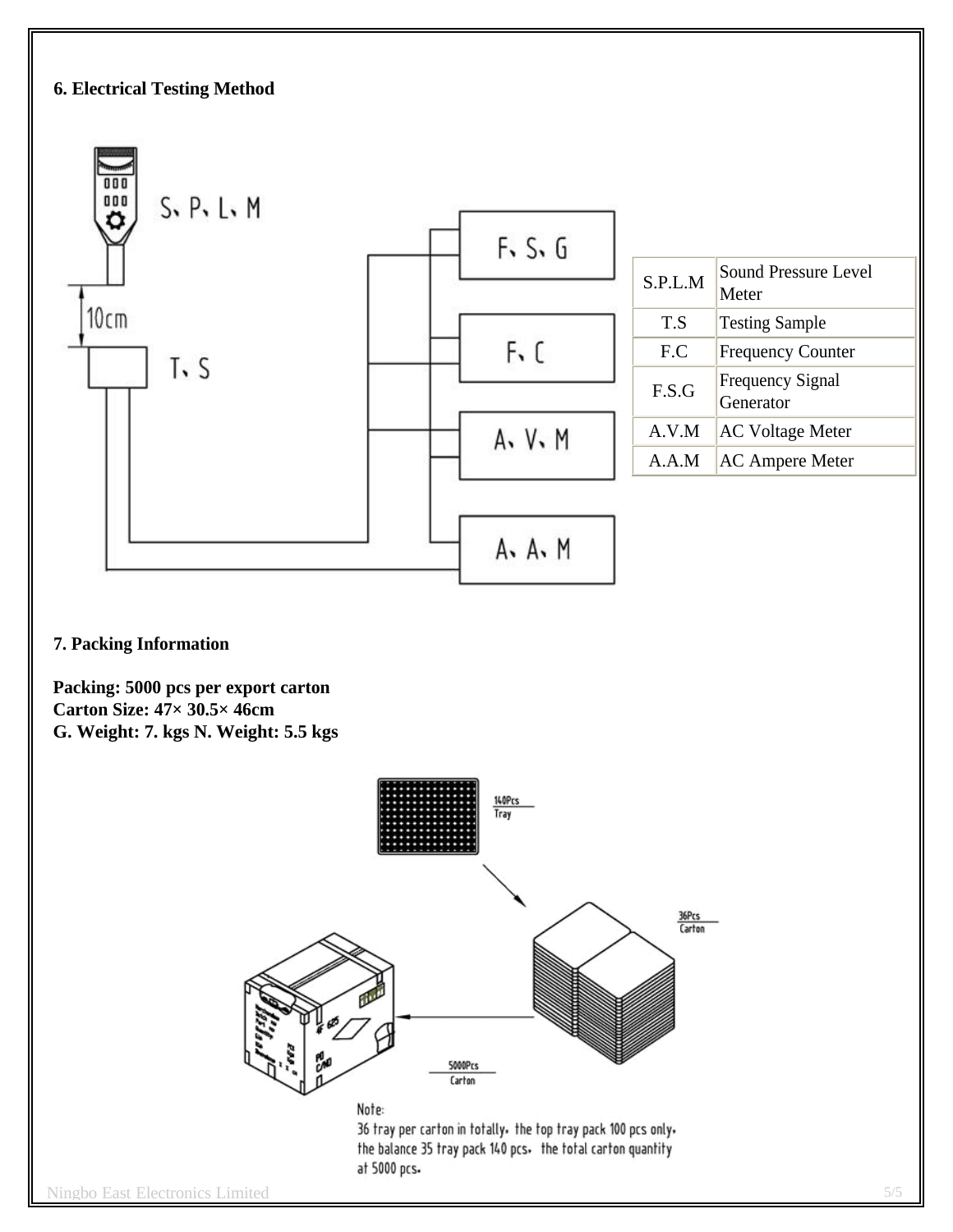### 6. Electrical Testing Method

S、P、L、M

10cm

T、S

F、S、G

F、C

A、V、M

A、A、M

| | |
|---|---|
| S.P.L.M | Sound Pressure Level Meter |
| T.S | Testing Sample |
| F.C | Frequency Counter |
| F.S.G | Frequency Signal Generator |
| A.V.M | AC Voltage Meter |
| A.A.M | AC Ampere Meter |

### 7. Packing Information

**Packing: 5000 pcs per export carton**
**Carton Size: 47× 30.5× 46cm**
**G. Weight: 7. kgs N. Weight: 5.5 kgs**

140Pcs / Tray

36Pcs / Carton

5000Pcs / Carton

Note:
36 tray per carton in totally. the top tray pack 100 pcs only. the balance 35 tray pack 140 pcs. the total carton quantity at 5000 pcs.